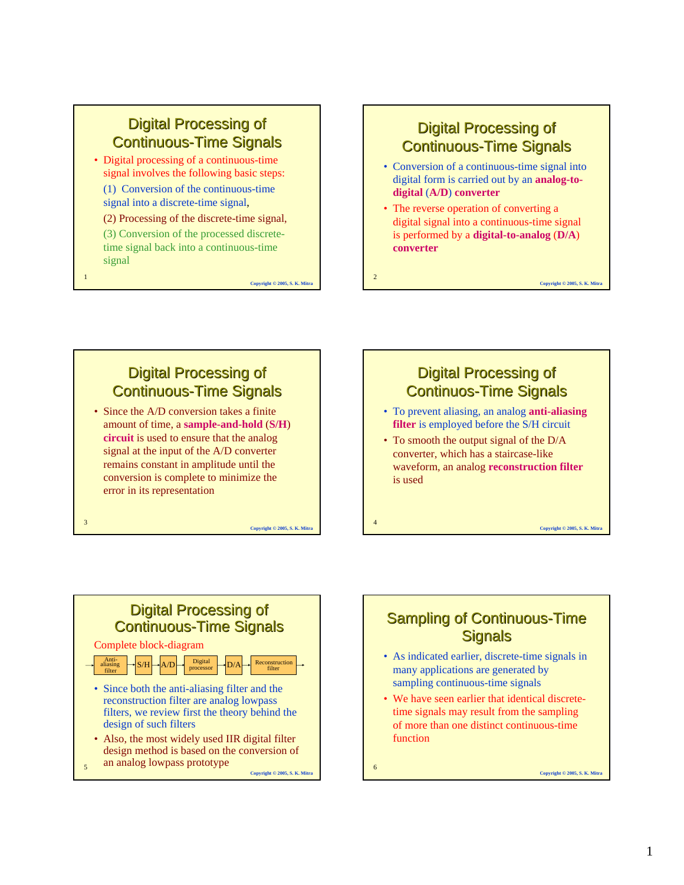## Digital Processing of Continuous-Time Signals

- Digital processing of a continuous-time signal involves the following basic steps:

  (1) Conversion of the continuous-time signal into a discrete-time signal,

  (2) Processing of the discrete-time signal,

  (3) Conversion of the processed discrete-time signal back into a continuous-time signal

## Digital Processing of Continuous-Time Signals

- Conversion of a continuous-time signal into digital form is carried out by an **analog-to-digital (A/D) converter**
- The reverse operation of converting a digital signal into a continuous-time signal is performed by a **digital-to-analog (D/A) converter**

## Digital Processing of Continuous-Time Signals

- Since the A/D conversion takes a finite amount of time, a **sample-and-hold (S/H) circuit** is used to ensure that the analog signal at the input of the A/D converter remains constant in amplitude until the conversion is complete to minimize the error in its representation

## Digital Processing of Continuos-Time Signals

- To prevent aliasing, an analog **anti-aliasing filter** is employed before the S/H circuit
- To smooth the output signal of the D/A converter, which has a staircase-like waveform, an analog **reconstruction filter** is used

## Digital Processing of Continuous-Time Signals

Complete block-diagram

→ Anti-aliasing filter → S/H → A/D → Digital processor → D/A → Reconstruction filter →

- Since both the anti-aliasing filter and the reconstruction filter are analog lowpass filters, we review first the theory behind the design of such filters
- Also, the most widely used IIR digital filter design method is based on the conversion of an analog lowpass prototype

## Sampling of Continuous-Time Signals

- As indicated earlier, discrete-time signals in many applications are generated by sampling continuous-time signals
- We have seen earlier that identical discrete-time signals may result from the sampling of more than one distinct continuous-time function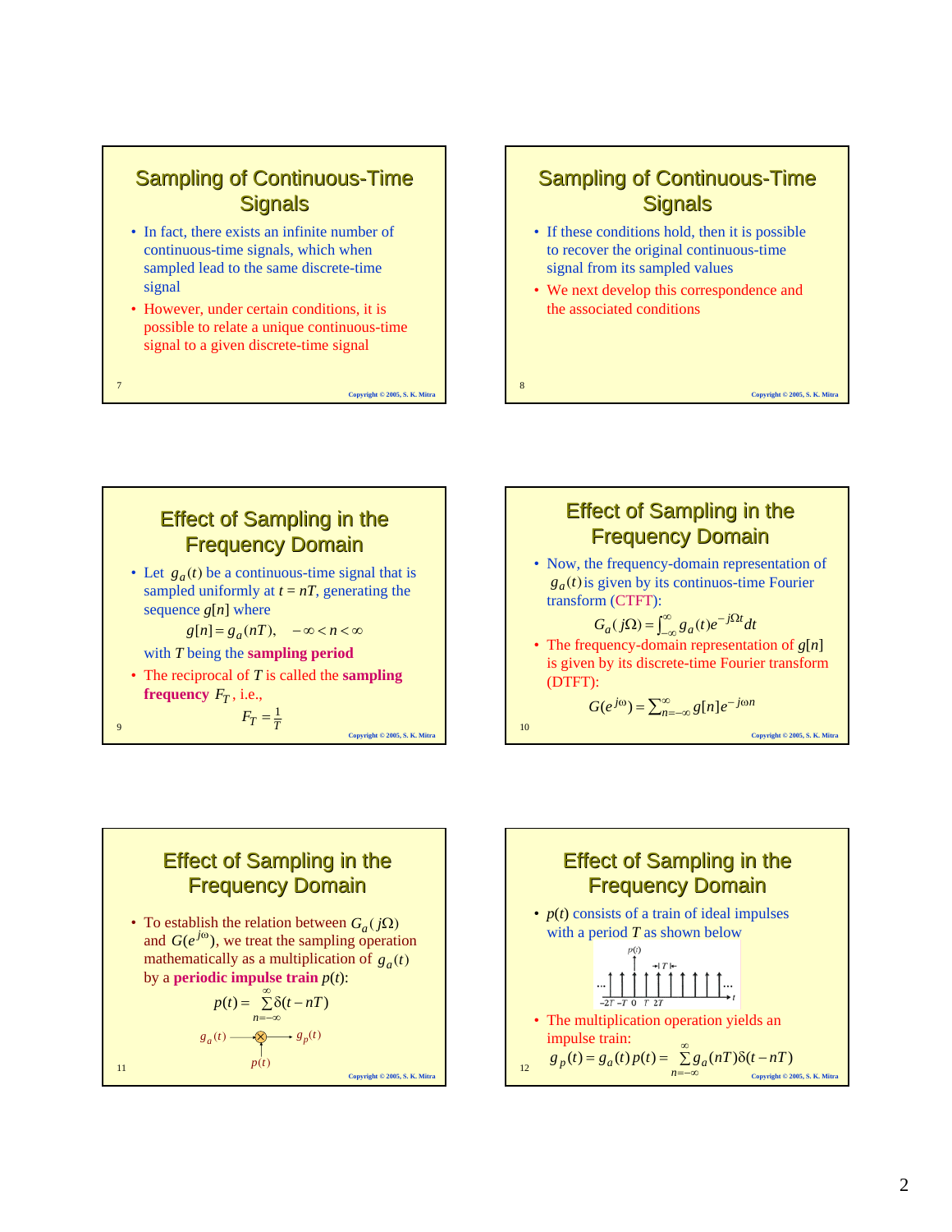## Sampling of Continuous-Time Signals

- In fact, there exists an infinite number of continuous-time signals, which when sampled lead to the same discrete-time signal
- However, under certain conditions, it is possible to relate a unique continuous-time signal to a given discrete-time signal

## Sampling of Continuous-Time Signals

- If these conditions hold, then it is possible to recover the original continuous-time signal from its sampled values
- We next develop this correspondence and the associated conditions

## Effect of Sampling in the Frequency Domain

- Let $g_a(t)$ be a continuous-time signal that is sampled uniformly at $t = nT$, generating the sequence $g[n]$ where

$$g[n] = g_a(nT), \quad -\infty < n < \infty$$

  with $T$ being the **sampling period**
- The reciprocal of $T$ is called the **sampling frequency** $F_T$, i.e.,

$$F_T = \frac{1}{T}$$

## Effect of Sampling in the Frequency Domain

- Now, the frequency-domain representation of $g_a(t)$ is given by its continuos-time Fourier transform (CTFT):

$$G_a(j\Omega) = \int_{-\infty}^{\infty} g_a(t) e^{-j\Omega t} dt$$

- The frequency-domain representation of $g[n]$ is given by its discrete-time Fourier transform (DTFT):

$$G(e^{j\omega}) = \sum_{n=-\infty}^{\infty} g[n] e^{-j\omega n}$$

## Effect of Sampling in the Frequency Domain

- To establish the relation between $G_a(j\Omega)$ and $G(e^{j\omega})$, we treat the sampling operation mathematically as a multiplication of $g_a(t)$ by a **periodic impulse train** $p(t)$:

$$p(t) = \sum_{n=-\infty}^{\infty} \delta(t - nT)$$

$g_a(t) \rightarrow \otimes \rightarrow g_p(t)$, with $p(t)$ as the second input to the multiplier

## Effect of Sampling in the Frequency Domain

- $p(t)$ consists of a train of ideal impulses with a period $T$ as shown below

- The multiplication operation yields an impulse train:

$$g_p(t) = g_a(t) p(t) = \sum_{n=-\infty}^{\infty} g_a(nT) \delta(t - nT)$$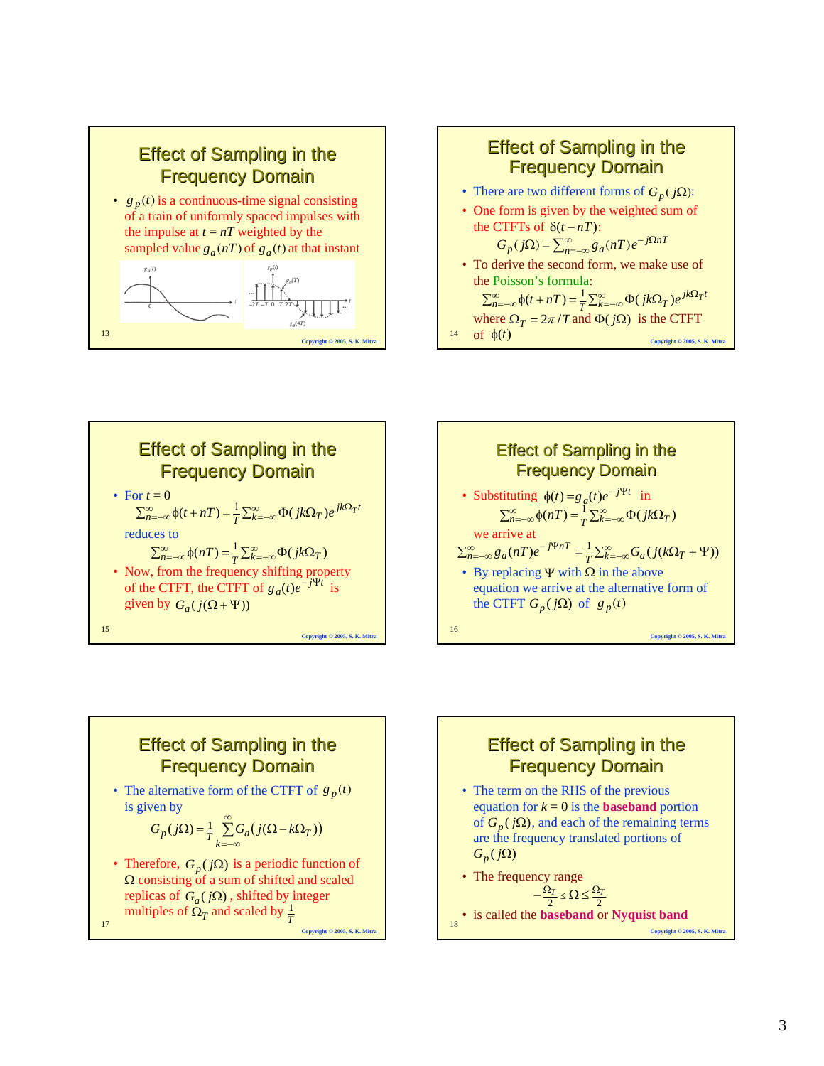## Effect of Sampling in the Frequency Domain

- $g_p(t)$ is a continuous-time signal consisting of a train of uniformly spaced impulses with the impulse at $t = nT$ weighted by the sampled value $g_a(nT)$ of $g_a(t)$ at that instant

## Effect of Sampling in the Frequency Domain

- There are two different forms of $G_p(j\Omega)$:
- One form is given by the weighted sum of the CTFTs of $\delta(t - nT)$:

$$G_p(j\Omega) = \sum_{n=-\infty}^{\infty} g_a(nT) e^{-j\Omega nT}$$

- To derive the second form, we make use of the Poisson's formula:

$$\sum_{n=-\infty}^{\infty} \phi(t + nT) = \frac{1}{T} \sum_{k=-\infty}^{\infty} \Phi(jk\Omega_T) e^{jk\Omega_T t}$$

where $\Omega_T = 2\pi / T$ and $\Phi(j\Omega)$ is the CTFT of $\phi(t)$

## Effect of Sampling in the Frequency Domain

- For $t = 0$

$$\sum_{n=-\infty}^{\infty} \phi(t + nT) = \frac{1}{T} \sum_{k=-\infty}^{\infty} \Phi(jk\Omega_T) e^{jk\Omega_T t}$$

reduces to

$$\sum_{n=-\infty}^{\infty} \phi(nT) = \frac{1}{T} \sum_{k=-\infty}^{\infty} \Phi(jk\Omega_T)$$

- Now, from the frequency shifting property of the CTFT, the CTFT of $g_a(t) e^{-j\Psi t}$ is given by $G_a(j(\Omega + \Psi))$

## Effect of Sampling in the Frequency Domain

- Substituting $\phi(t) = g_a(t) e^{-j\Psi t}$ in

$$\sum_{n=-\infty}^{\infty} \phi(nT) = \frac{1}{T} \sum_{k=-\infty}^{\infty} \Phi(jk\Omega_T)$$

we arrive at

$$\sum_{n=-\infty}^{\infty} g_a(nT) e^{-j\Psi nT} = \frac{1}{T} \sum_{k=-\infty}^{\infty} G_a(j(k\Omega_T + \Psi))$$

- By replacing $\Psi$ with $\Omega$ in the above equation we arrive at the alternative form of the CTFT $G_p(j\Omega)$ of $g_p(t)$

## Effect of Sampling in the Frequency Domain

- The alternative form of the CTFT of $g_p(t)$ is given by

$$G_p(j\Omega) = \frac{1}{T} \sum_{k=-\infty}^{\infty} G_a(j(\Omega - k\Omega_T))$$

- Therefore, $G_p(j\Omega)$ is a periodic function of $\Omega$ consisting of a sum of shifted and scaled replicas of $G_a(j\Omega)$, shifted by integer multiples of $\Omega_T$ and scaled by $\frac{1}{T}$

## Effect of Sampling in the Frequency Domain

- The term on the RHS of the previous equation for $k = 0$ is the **baseband** portion of $G_p(j\Omega)$, and each of the remaining terms are the frequency translated portions of $G_p(j\Omega)$
- The frequency range

$$-\frac{\Omega_T}{2} \leq \Omega \leq \frac{\Omega_T}{2}$$

- is called the **baseband** or **Nyquist band**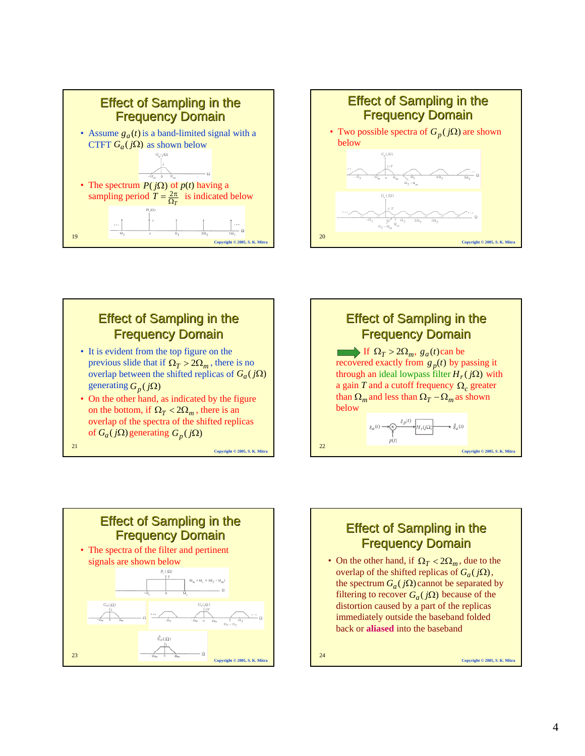## Effect of Sampling in the Frequency Domain

- Assume $g_a(t)$ is a band-limited signal with a CTFT $G_a(j\Omega)$ as shown below
- The spectrum $P(j\Omega)$ of $p(t)$ having a sampling period $T = \frac{2\pi}{\Omega_T}$ is indicated below

## Effect of Sampling in the Frequency Domain

- Two possible spectra of $G_p(j\Omega)$ are shown below

## Effect of Sampling in the Frequency Domain

- It is evident from the top figure on the previous slide that if $\Omega_T > 2\Omega_m$, there is no overlap between the shifted replicas of $G_a(j\Omega)$ generating $G_p(j\Omega)$
- On the other hand, as indicated by the figure on the bottom, if $\Omega_T < 2\Omega_m$, there is an overlap of the spectra of the shifted replicas of $G_a(j\Omega)$ generating $G_p(j\Omega)$

## Effect of Sampling in the Frequency Domain

If $\Omega_T > 2\Omega_m$, $g_a(t)$ can be recovered exactly from $g_p(t)$ by passing it through an ideal lowpass filter $H_r(j\Omega)$ with a gain $T$ and a cutoff frequency $\Omega_c$ greater than $\Omega_m$ and less than $\Omega_T - \Omega_m$ as shown below

## Effect of Sampling in the Frequency Domain

- The spectra of the filter and pertinent signals are shown below

## Effect of Sampling in the Frequency Domain

- On the other hand, if $\Omega_T < 2\Omega_m$, due to the overlap of the shifted replicas of $G_a(j\Omega)$, the spectrum $G_a(j\Omega)$ cannot be separated by filtering to recover $G_a(j\Omega)$ because of the distortion caused by a part of the replicas immediately outside the baseband folded back or **aliased** into the baseband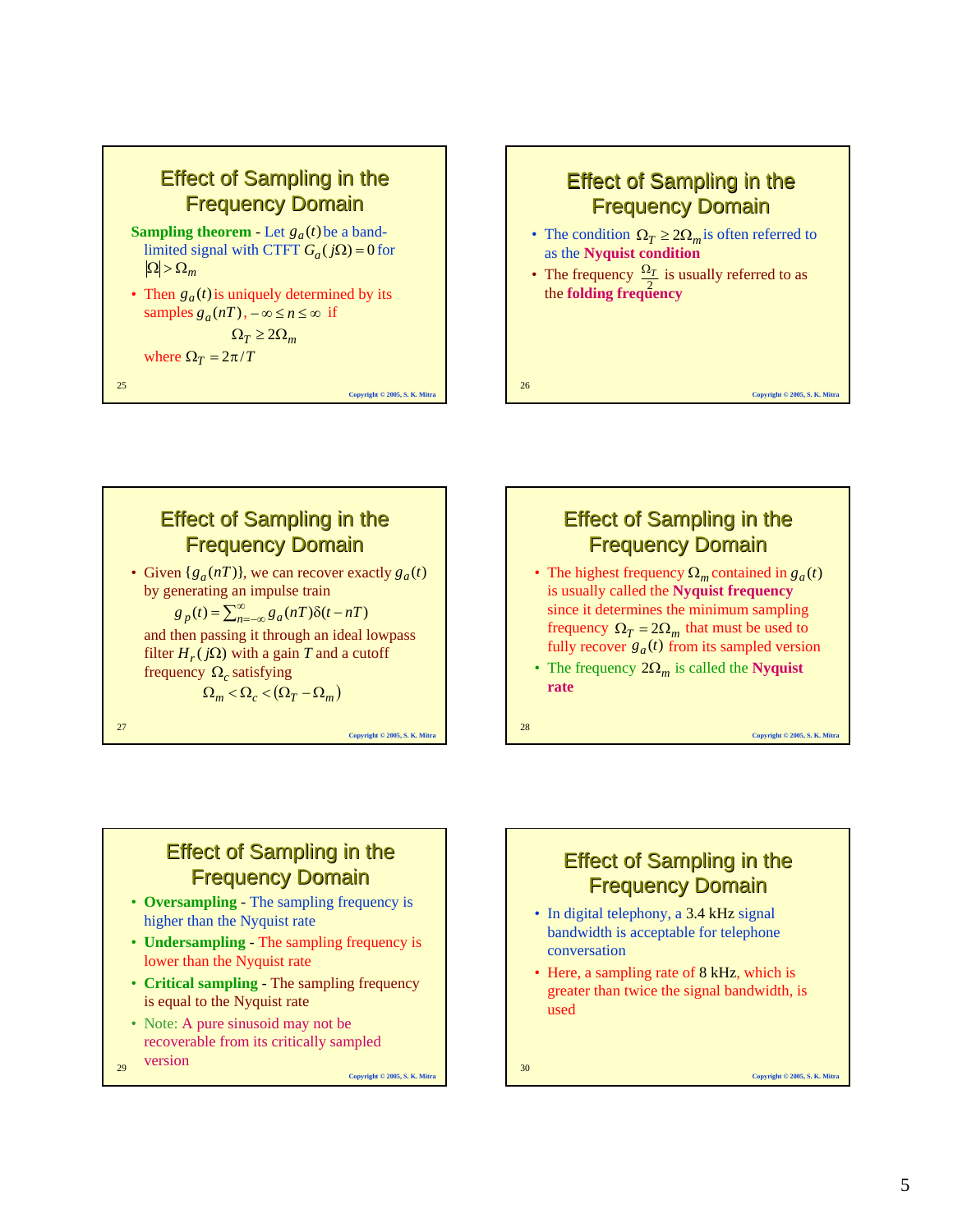## Effect of Sampling in the Frequency Domain

**Sampling theorem** - Let $g_a(t)$ be a band-limited signal with CTFT $G_a(j\Omega) = 0$ for $|\Omega| > \Omega_m$

- Then $g_a(t)$ is uniquely determined by its samples $g_a(nT)$, $-\infty \le n \le \infty$ if

$$\Omega_T \ge 2\Omega_m$$

where $\Omega_T = 2\pi / T$

## Effect of Sampling in the Frequency Domain

- The condition $\Omega_T \ge 2\Omega_m$ is often referred to as the **Nyquist condition**
- The frequency $\frac{\Omega_T}{2}$ is usually referred to as the **folding frequency**

## Effect of Sampling in the Frequency Domain

- Given $\{g_a(nT)\}$, we can recover exactly $g_a(t)$ by generating an impulse train

$$g_p(t) = \sum_{n=-\infty}^{\infty} g_a(nT)\delta(t - nT)$$

and then passing it through an ideal lowpass filter $H_r(j\Omega)$ with a gain $T$ and a cutoff frequency $\Omega_c$ satisfying

$$\Omega_m < \Omega_c < (\Omega_T - \Omega_m)$$

## Effect of Sampling in the Frequency Domain

- The highest frequency $\Omega_m$ contained in $g_a(t)$ is usually called the **Nyquist frequency** since it determines the minimum sampling frequency $\Omega_T = 2\Omega_m$ that must be used to fully recover $g_a(t)$ from its sampled version
- The frequency $2\Omega_m$ is called the **Nyquist rate**

## Effect of Sampling in the Frequency Domain

- **Oversampling** - The sampling frequency is higher than the Nyquist rate
- **Undersampling** - The sampling frequency is lower than the Nyquist rate
- **Critical sampling** - The sampling frequency is equal to the Nyquist rate
- Note: A pure sinusoid may not be recoverable from its critically sampled version

## Effect of Sampling in the Frequency Domain

- In digital telephony, a 3.4 kHz signal bandwidth is acceptable for telephone conversation
- Here, a sampling rate of 8 kHz, which is greater than twice the signal bandwidth, is used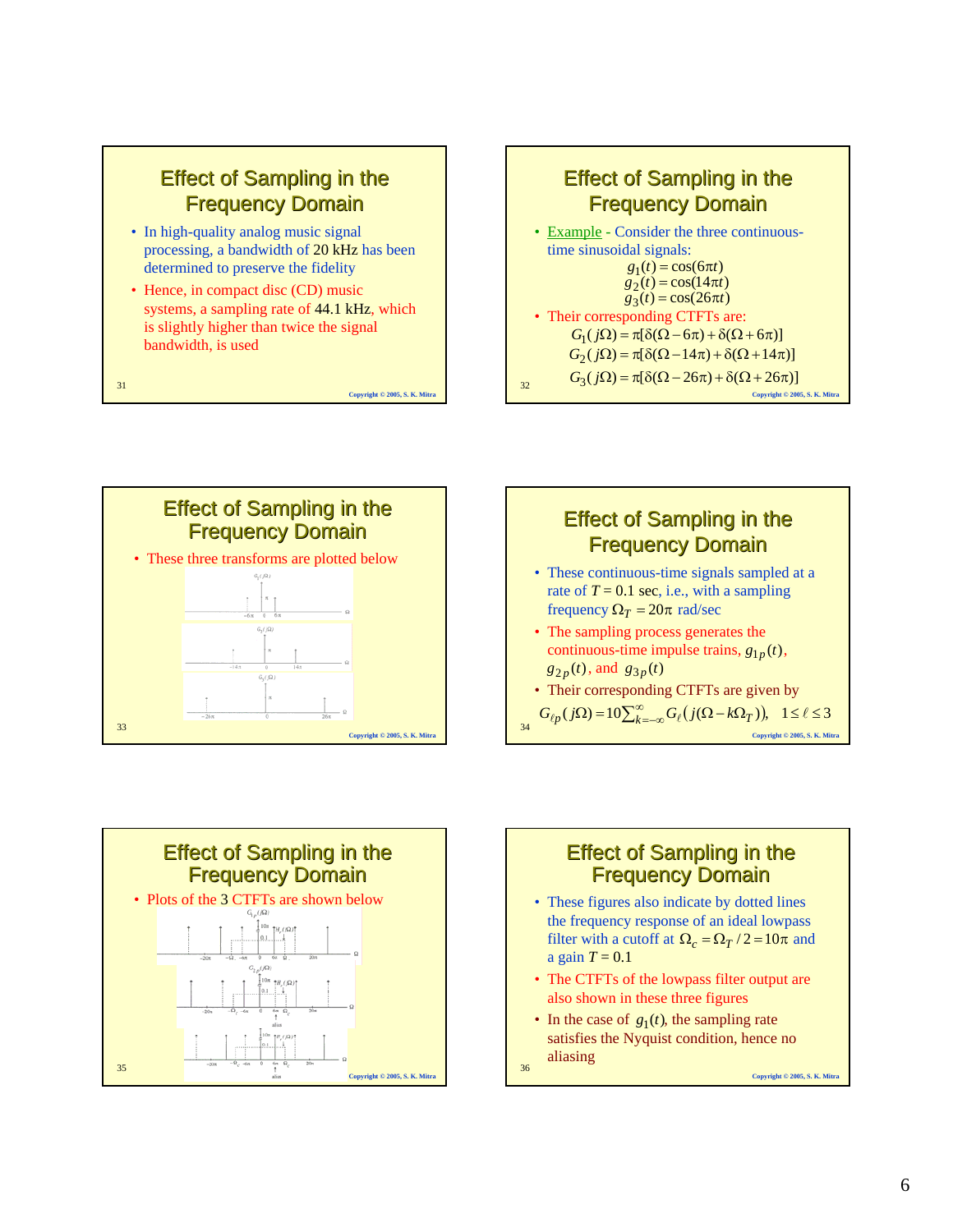## Effect of Sampling in the Frequency Domain

- In high-quality analog music signal processing, a bandwidth of 20 kHz has been determined to preserve the fidelity
- Hence, in compact disc (CD) music systems, a sampling rate of 44.1 kHz, which is slightly higher than twice the signal bandwidth, is used

## Effect of Sampling in the Frequency Domain

- Example - Consider the three continuous-time sinusoidal signals:

$$g_1(t) = \cos(6\pi t)$$
$$g_2(t) = \cos(14\pi t)$$
$$g_3(t) = \cos(26\pi t)$$

- Their corresponding CTFTs are:

$$G_1(j\Omega) = \pi[\delta(\Omega - 6\pi) + \delta(\Omega + 6\pi)]$$
$$G_2(j\Omega) = \pi[\delta(\Omega - 14\pi) + \delta(\Omega + 14\pi)]$$
$$G_3(j\Omega) = \pi[\delta(\Omega - 26\pi) + \delta(\Omega + 26\pi)]$$

## Effect of Sampling in the Frequency Domain

- These three transforms are plotted below

## Effect of Sampling in the Frequency Domain

- These continuous-time signals sampled at a rate of $T = 0.1$ sec, i.e., with a sampling frequency $\Omega_T = 20\pi$ rad/sec
- The sampling process generates the continuous-time impulse trains, $g_{1p}(t)$, $g_{2p}(t)$, and $g_{3p}(t)$
- Their corresponding CTFTs are given by

$$G_{\ell p}(j\Omega) = 10\sum_{k=-\infty}^{\infty} G_\ell(j(\Omega - k\Omega_T)), \quad 1 \le \ell \le 3$$

## Effect of Sampling in the Frequency Domain

- Plots of the 3 CTFTs are shown below

## Effect of Sampling in the Frequency Domain

- These figures also indicate by dotted lines the frequency response of an ideal lowpass filter with a cutoff at $\Omega_c = \Omega_T/2 = 10\pi$ and a gain $T = 0.1$
- The CTFTs of the lowpass filter output are also shown in these three figures
- In the case of $g_1(t)$, the sampling rate satisfies the Nyquist condition, hence no aliasing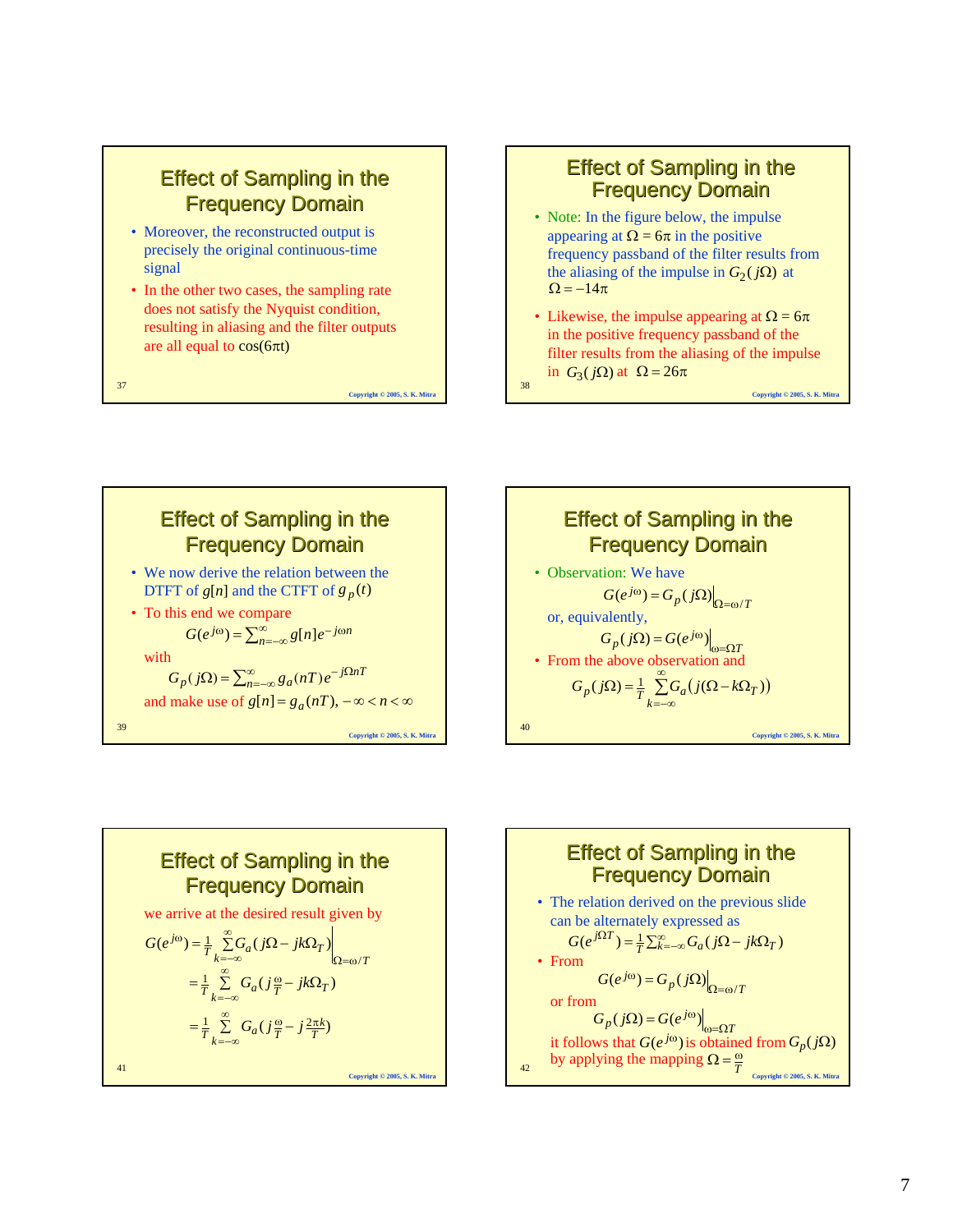## Effect of Sampling in the Frequency Domain

- Moreover, the reconstructed output is precisely the original continuous-time signal
- In the other two cases, the sampling rate does not satisfy the Nyquist condition, resulting in aliasing and the filter outputs are all equal to $\cos(6\pi t)$

## Effect of Sampling in the Frequency Domain

- Note: In the figure below, the impulse appearing at $\Omega = 6\pi$ in the positive frequency passband of the filter results from the aliasing of the impulse in $G_2(j\Omega)$ at $\Omega = -14\pi$
- Likewise, the impulse appearing at $\Omega = 6\pi$ in the positive frequency passband of the filter results from the aliasing of the impulse in $G_3(j\Omega)$ at $\Omega = 26\pi$

## Effect of Sampling in the Frequency Domain

- We now derive the relation between the DTFT of $g[n]$ and the CTFT of $g_p(t)$
- To this end we compare

$$G(e^{j\omega}) = \sum_{n=-\infty}^{\infty} g[n] e^{-j\omega n}$$

with

$$G_p(j\Omega) = \sum_{n=-\infty}^{\infty} g_a(nT) e^{-j\Omega nT}$$

and make use of $g[n] = g_a(nT), -\infty < n < \infty$

## Effect of Sampling in the Frequency Domain

- Observation: We have

$$G(e^{j\omega}) = G_p(j\Omega)\Big|_{\Omega=\omega/T}$$

or, equivalently,

$$G_p(j\Omega) = G(e^{j\omega})\Big|_{\omega=\Omega T}$$

- From the above observation and

$$G_p(j\Omega) = \frac{1}{T}\sum_{k=-\infty}^{\infty} G_a(j(\Omega - k\Omega_T))$$

## Effect of Sampling in the Frequency Domain

we arrive at the desired result given by

$$G(e^{j\omega}) = \frac{1}{T}\sum_{k=-\infty}^{\infty} G_a(j\Omega - jk\Omega_T)\Big|_{\Omega=\omega/T}$$

$$= \frac{1}{T}\sum_{k=-\infty}^{\infty} G_a(j\tfrac{\omega}{T} - jk\Omega_T)$$

$$= \frac{1}{T}\sum_{k=-\infty}^{\infty} G_a(j\tfrac{\omega}{T} - j\tfrac{2\pi k}{T})$$

## Effect of Sampling in the Frequency Domain

- The relation derived on the previous slide can be alternately expressed as

$$G(e^{j\Omega T}) = \frac{1}{T}\sum_{k=-\infty}^{\infty} G_a(j\Omega - jk\Omega_T)$$

- From

$$G(e^{j\omega}) = G_p(j\Omega)\Big|_{\Omega=\omega/T}$$

or from

$$G_p(j\Omega) = G(e^{j\omega})\Big|_{\omega=\Omega T}$$

it follows that $G(e^{j\omega})$ is obtained from $G_p(j\Omega)$ by applying the mapping $\Omega = \frac{\omega}{T}$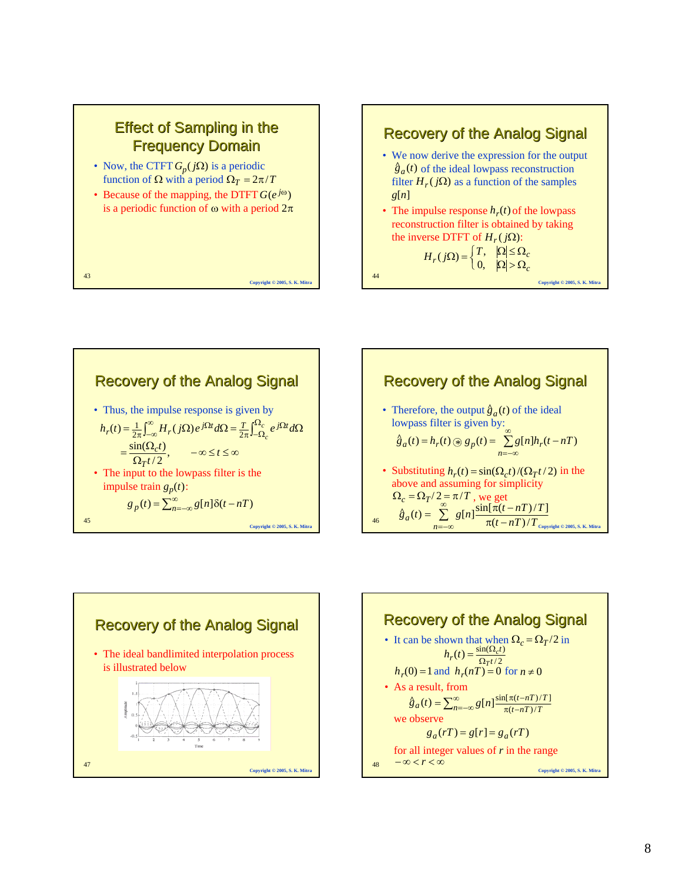## Effect of Sampling in the Frequency Domain

- Now, the CTFT $G_p(j\Omega)$ is a periodic function of $\Omega$ with a period $\Omega_T = 2\pi/T$
- Because of the mapping, the DTFT $G(e^{j\omega})$ is a periodic function of $\omega$ with a period $2\pi$

## Recovery of the Analog Signal

- We now derive the expression for the output $\hat{g}_a(t)$ of the ideal lowpass reconstruction filter $H_r(j\Omega)$ as a function of the samples $g[n]$
- The impulse response $h_r(t)$ of the lowpass reconstruction filter is obtained by taking the inverse DTFT of $H_r(j\Omega)$:

$$H_r(j\Omega) = \begin{cases} T, & |\Omega| \le \Omega_c \\ 0, & |\Omega| > \Omega_c \end{cases}$$

## Recovery of the Analog Signal

- Thus, the impulse response is given by

$$h_r(t) = \frac{1}{2\pi}\int_{-\infty}^{\infty} H_r(j\Omega)e^{j\Omega t}d\Omega = \frac{T}{2\pi}\int_{-\Omega_c}^{\Omega_c} e^{j\Omega t}d\Omega$$

$$= \frac{\sin(\Omega_c t)}{\Omega_T t/2}, \qquad -\infty \le t \le \infty$$

- The input to the lowpass filter is the impulse train $g_p(t)$:

$$g_p(t) = \sum_{n=-\infty}^{\infty} g[n]\delta(t - nT)$$

## Recovery of the Analog Signal

- Therefore, the output $\hat{g}_a(t)$ of the ideal lowpass filter is given by:

$$\hat{g}_a(t) = h_r(t) \circledast g_p(t) = \sum_{n=-\infty}^{\infty} g[n]h_r(t - nT)$$

- Substituting $h_r(t) = \sin(\Omega_c t)/(\Omega_T t/2)$ in the above and assuming for simplicity $\Omega_c = \Omega_T/2 = \pi/T$, we get

$$\hat{g}_a(t) = \sum_{n=-\infty}^{\infty} g[n]\frac{\sin[\pi(t - nT)/T]}{\pi(t - nT)/T}$$

## Recovery of the Analog Signal

- The ideal bandlimited interpolation process is illustrated below

## Recovery of the Analog Signal

- It can be shown that when $\Omega_c = \Omega_T/2$ in

$$h_r(t) = \frac{\sin(\Omega_c t)}{\Omega_T t/2}$$

$h_r(0) = 1$ and $h_r(nT) = 0$ for $n \ne 0$

- As a result, from

$$\hat{g}_a(t) = \sum_{n=-\infty}^{\infty} g[n]\frac{\sin[\pi(t-nT)/T]}{\pi(t-nT)/T}$$

we observe

$$g_a(rT) = g[r] = g_a(rT)$$

for all integer values of $r$ in the range $-\infty < r < \infty$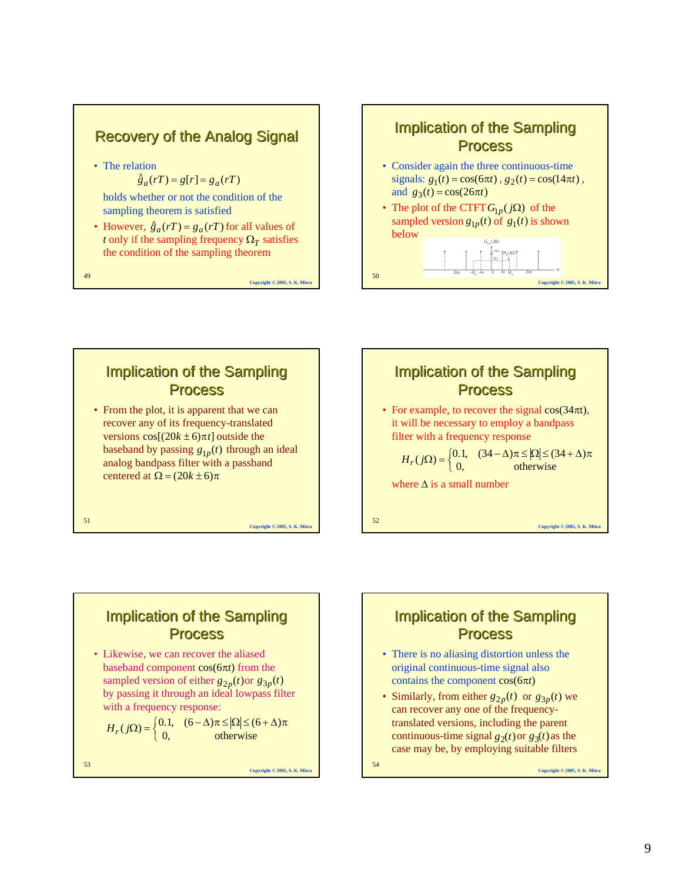## Recovery of the Analog Signal

- The relation

$$\hat{g}_a(rT) = g[r] = g_a(rT)$$

holds whether or not the condition of the sampling theorem is satisfied

- However, $\hat{g}_a(rT) = g_a(rT)$ for all values of $t$ only if the sampling frequency $\Omega_T$ satisfies the condition of the sampling theorem

## Implication of the Sampling Process

- Consider again the three continuous-time signals: $g_1(t) = \cos(6\pi t)$, $g_2(t) = \cos(14\pi t)$, and $g_3(t) = \cos(26\pi t)$
- The plot of the CTFT $G_{1p}(j\Omega)$ of the sampled version $g_{1p}(t)$ of $g_1(t)$ is shown below

## Implication of the Sampling Process

- From the plot, it is apparent that we can recover any of its frequency-translated versions $\cos[(20k \pm 6)\pi t]$ outside the baseband by passing $g_{1p}(t)$ through an ideal analog bandpass filter with a passband centered at $\Omega = (20k \pm 6)\pi$

## Implication of the Sampling Process

- For example, to recover the signal $\cos(34\pi t)$, it will be necessary to employ a bandpass filter with a frequency response

$$H_r(j\Omega) = \begin{cases} 0.1, & (34-\Delta)\pi \leq |\Omega| \leq (34+\Delta)\pi \\ 0, & \text{otherwise} \end{cases}$$

where $\Delta$ is a small number

## Implication of the Sampling Process

- Likewise, we can recover the aliased baseband component $\cos(6\pi t)$ from the sampled version of either $g_{2p}(t)$ or $g_{3p}(t)$ by passing it through an ideal lowpass filter with a frequency response:

$$H_r(j\Omega) = \begin{cases} 0.1, & (6-\Delta)\pi \leq |\Omega| \leq (6+\Delta)\pi \\ 0, & \text{otherwise} \end{cases}$$

## Implication of the Sampling Process

- There is no aliasing distortion unless the original continuous-time signal also contains the component $\cos(6\pi t)$
- Similarly, from either $g_{2p}(t)$ or $g_{3p}(t)$ we can recover any one of the frequency-translated versions, including the parent continuous-time signal $g_2(t)$ or $g_3(t)$ as the case may be, by employing suitable filters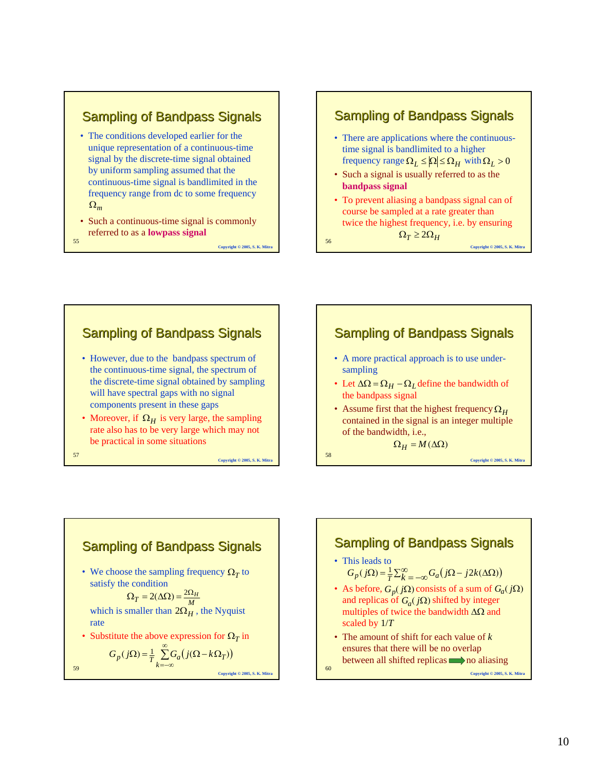## Sampling of Bandpass Signals

- The conditions developed earlier for the unique representation of a continuous-time signal by the discrete-time signal obtained by uniform sampling assumed that the continuous-time signal is bandlimited in the frequency range from dc to some frequency $\Omega_m$
- Such a continuous-time signal is commonly referred to as a **lowpass signal**

## Sampling of Bandpass Signals

- There are applications where the continuous-time signal is bandlimited to a higher frequency range $\Omega_L \le |\Omega| \le \Omega_H$ with $\Omega_L > 0$
- Such a signal is usually referred to as the **bandpass signal**
- To prevent aliasing a bandpass signal can of course be sampled at a rate greater than twice the highest frequency, i.e. by ensuring

$$\Omega_T \ge 2\Omega_H$$

## Sampling of Bandpass Signals

- However, due to the bandpass spectrum of the continuous-time signal, the spectrum of the discrete-time signal obtained by sampling will have spectral gaps with no signal components present in these gaps
- Moreover, if $\Omega_H$ is very large, the sampling rate also has to be very large which may not be practical in some situations

## Sampling of Bandpass Signals

- A more practical approach is to use under-sampling
- Let $\Delta\Omega = \Omega_H - \Omega_L$ define the bandwidth of the bandpass signal
- Assume first that the highest frequency $\Omega_H$ contained in the signal is an integer multiple of the bandwidth, i.e.,

$$\Omega_H = M(\Delta\Omega)$$

## Sampling of Bandpass Signals

- We choose the sampling frequency $\Omega_T$ to satisfy the condition

$$\Omega_T = 2(\Delta\Omega) = \frac{2\Omega_H}{M}$$

  which is smaller than $2\Omega_H$, the Nyquist rate
- Substitute the above expression for $\Omega_T$ in

$$G_p(j\Omega) = \frac{1}{T}\sum_{k=-\infty}^{\infty} G_a\big(j(\Omega - k\Omega_T)\big)$$

## Sampling of Bandpass Signals

- This leads to

$$G_p(j\Omega) = \frac{1}{T}\sum_{k=-\infty}^{\infty} G_a\big(j\Omega - j2k(\Delta\Omega)\big)$$

- As before, $G_p(j\Omega)$ consists of a sum of $G_a(j\Omega)$ and replicas of $G_a(j\Omega)$ shifted by integer multiples of twice the bandwidth $\Delta\Omega$ and scaled by $1/T$
- The amount of shift for each value of $k$ ensures that there will be no overlap between all shifted replicas → no aliasing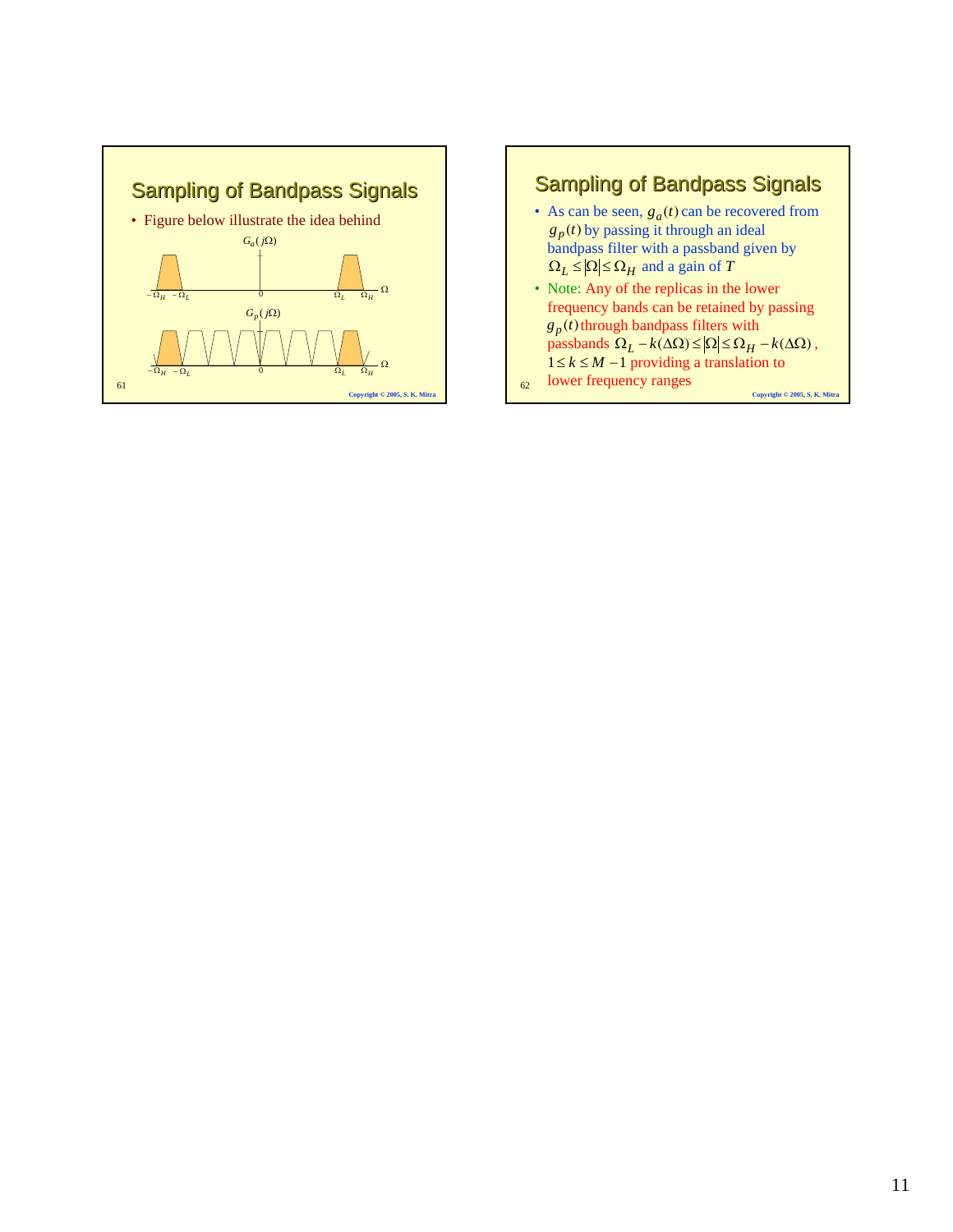## Sampling of Bandpass Signals

- Figure below illustrate the idea behind

$G_a(j\Omega)$

$-\Omega_H$ $-\Omega_L$ 0 $\Omega_L$ $\Omega_H$ $\Omega$

$G_p(j\Omega)$

$-\Omega_H$ $-\Omega_L$ 0 $\Omega_L$ $\Omega_H$ $\Omega$

## Sampling of Bandpass Signals

- As can be seen, $g_a(t)$ can be recovered from $g_p(t)$ by passing it through an ideal bandpass filter with a passband given by $\Omega_L \leq |\Omega| \leq \Omega_H$ and a gain of $T$
- Note: Any of the replicas in the lower frequency bands can be retained by passing $g_p(t)$ through bandpass filters with passbands $\Omega_L - k(\Delta\Omega) \leq |\Omega| \leq \Omega_H - k(\Delta\Omega)$, $1 \leq k \leq M-1$ providing a translation to lower frequency ranges